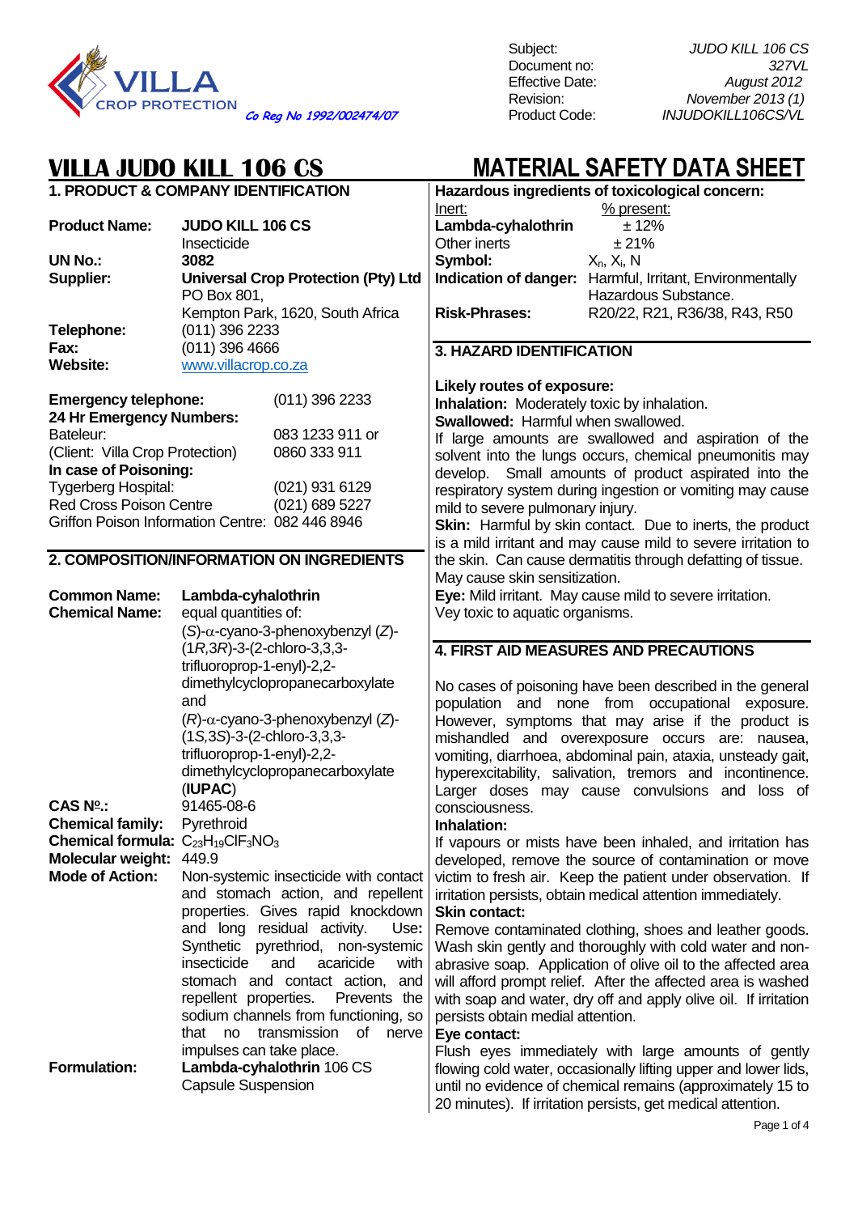VILLA CROP PROTECTION
*Co Reg No 1992/002474/07*

| | |
|---|---|
| Subject: | *JUDO KILL 106 CS* |
| Document no: | *327VL* |
| Effective Date: | *August 2012* |
| Revision: | *November 2013 (1)* |
| Product Code: | *INJUDOKILL106CS/VL* |

# VILLA JUDO KILL 106 CS

# MATERIAL SAFETY DATA SHEET

## 1. PRODUCT & COMPANY IDENTIFICATION

**Product Name:** **JUDO KILL 106 CS**
Insecticide

**UN No.:** **3082**

**Supplier:** **Universal Crop Protection (Pty) Ltd**
PO Box 801,
Kempton Park, 1620, South Africa

**Telephone:** (011) 396 2233

**Fax:** (011) 396 4666

**Website:** www.villacrop.co.za

**Emergency telephone:** (011) 396 2233

**24 Hr Emergency Numbers:**
Bateleur: 083 1233 911 or
(Client: Villa Crop Protection) 0860 333 911

**In case of Poisoning:**
Tygerberg Hospital: (021) 931 6129
Red Cross Poison Centre (021) 689 5227
Griffon Poison Information Centre: 082 446 8946

## 2. COMPOSITION/INFORMATION ON INGREDIENTS

**Common Name:** **Lambda-cyhalothrin**

**Chemical Name:** equal quantities of:
(*S*)-α-cyano-3-phenoxybenzyl (*Z*)-(1*R*,3*R*)-3-(2-chloro-3,3,3-trifluoroprop-1-enyl)-2,2-dimethylcyclopropanecarboxylate and
(*R*)-α-cyano-3-phenoxybenzyl (*Z*)-(1*S*,3*S*)-3-(2-chloro-3,3,3-trifluoroprop-1-enyl)-2,2-dimethylcyclopropanecarboxylate
(**IUPAC**)

**CAS Nº.:** 91465-08-6

**Chemical family:** Pyrethroid

**Chemical formula:** $C_{23}H_{19}ClF_3NO_3$

**Molecular weight:** 449.9

**Mode of Action:** Non-systemic insecticide with contact and stomach action, and repellent properties. Gives rapid knockdown and long residual activity. Use**:** Synthetic pyrethriod, non-systemic insecticide and acaricide with stomach and contact action, and repellent properties. Prevents the sodium channels from functioning, so that no transmission of nerve impulses can take place.

**Formulation:** **Lambda-cyhalothrin** 106 CS
Capsule Suspension

**Hazardous ingredients of toxicological concern:**

| Inert: | % present: |
|---|---|
| **Lambda-cyhalothrin** | ± 12% |
| Other inerts | ± 21% |

**Symbol:** $X_n$, $X_i$, N

**Indication of danger:** Harmful, Irritant, Environmentally Hazardous Substance.

**Risk-Phrases:** R20/22, R21, R36/38, R43, R50

## 3. HAZARD IDENTIFICATION

**Likely routes of exposure:**

**Inhalation:** Moderately toxic by inhalation.

**Swallowed:** Harmful when swallowed.
If large amounts are swallowed and aspiration of the solvent into the lungs occurs, chemical pneumonitis may develop. Small amounts of product aspirated into the respiratory system during ingestion or vomiting may cause mild to severe pulmonary injury.

**Skin:** Harmful by skin contact. Due to inerts, the product is a mild irritant and may cause mild to severe irritation to the skin. Can cause dermatitis through defatting of tissue. May cause skin sensitization.

**Eye:** Mild irritant. May cause mild to severe irritation.
Vey toxic to aquatic organisms.

## 4. FIRST AID MEASURES AND PRECAUTIONS

No cases of poisoning have been described in the general population and none from occupational exposure. However, symptoms that may arise if the product is mishandled and overexposure occurs are: nausea, vomiting, diarrhoea, abdominal pain, ataxia, unsteady gait, hyperexcitability, salivation, tremors and incontinence. Larger doses may cause convulsions and loss of consciousness.

**Inhalation:**
If vapours or mists have been inhaled, and irritation has developed, remove the source of contamination or move victim to fresh air. Keep the patient under observation. If irritation persists, obtain medical attention immediately.

**Skin contact:**
Remove contaminated clothing, shoes and leather goods. Wash skin gently and thoroughly with cold water and non-abrasive soap. Application of olive oil to the affected area will afford prompt relief. After the affected area is washed with soap and water, dry off and apply olive oil. If irritation persists obtain medial attention.

**Eye contact:**
Flush eyes immediately with large amounts of gently flowing cold water, occasionally lifting upper and lower lids, until no evidence of chemical remains (approximately 15 to 20 minutes). If irritation persists, get medical attention.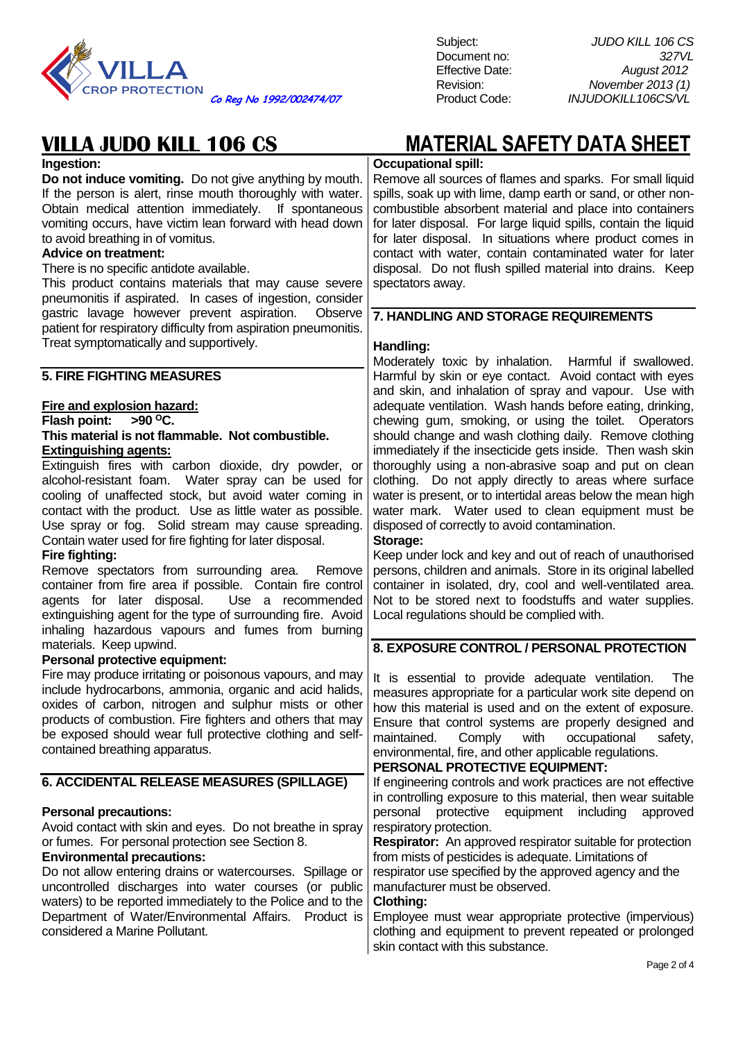# VILLA JUDO KILL 106 CS

# MATERIAL SAFETY DATA SHEET

**Ingestion:**

**Do not induce vomiting.** Do not give anything by mouth. If the person is alert, rinse mouth thoroughly with water. Obtain medical attention immediately. If spontaneous vomiting occurs, have victim lean forward with head down to avoid breathing in of vomitus.

**Advice on treatment:**

There is no specific antidote available.

This product contains materials that may cause severe pneumonitis if aspirated. In cases of ingestion, consider gastric lavage however prevent aspiration. Observe patient for respiratory difficulty from aspiration pneumonitis. Treat symptomatically and supportively.

## 5. FIRE FIGHTING MEASURES

**Fire and explosion hazard:**

**Flash point: >90 $^{O}$C.**

**This material is not flammable. Not combustible.**

**Extinguishing agents:**

Extinguish fires with carbon dioxide, dry powder, or alcohol-resistant foam. Water spray can be used for cooling of unaffected stock, but avoid water coming in contact with the product. Use as little water as possible. Use spray or fog. Solid stream may cause spreading. Contain water used for fire fighting for later disposal.

**Fire fighting:**

Remove spectators from surrounding area. Remove container from fire area if possible. Contain fire control agents for later disposal. Use a recommended extinguishing agent for the type of surrounding fire. Avoid inhaling hazardous vapours and fumes from burning materials. Keep upwind.

**Personal protective equipment:**

Fire may produce irritating or poisonous vapours, and may include hydrocarbons, ammonia, organic and acid halids, oxides of carbon, nitrogen and sulphur mists or other products of combustion. Fire fighters and others that may be exposed should wear full protective clothing and self-contained breathing apparatus.

## 6. ACCIDENTAL RELEASE MEASURES (SPILLAGE)

**Personal precautions:**

Avoid contact with skin and eyes. Do not breathe in spray or fumes. For personal protection see Section 8.

**Environmental precautions:**

Do not allow entering drains or watercourses. Spillage or uncontrolled discharges into water courses (or public waters) to be reported immediately to the Police and to the Department of Water/Environmental Affairs. Product is considered a Marine Pollutant.

**Occupational spill:**

Remove all sources of flames and sparks. For small liquid spills, soak up with lime, damp earth or sand, or other non-combustible absorbent material and place into containers for later disposal. For large liquid spills, contain the liquid for later disposal. In situations where product comes in contact with water, contain contaminated water for later disposal. Do not flush spilled material into drains. Keep spectators away.

## 7. HANDLING AND STORAGE REQUIREMENTS

**Handling:**

Moderately toxic by inhalation. Harmful if swallowed. Harmful by skin or eye contact. Avoid contact with eyes and skin, and inhalation of spray and vapour. Use with adequate ventilation. Wash hands before eating, drinking, chewing gum, smoking, or using the toilet. Operators should change and wash clothing daily. Remove clothing immediately if the insecticide gets inside. Then wash skin thoroughly using a non-abrasive soap and put on clean clothing. Do not apply directly to areas where surface water is present, or to intertidal areas below the mean high water mark. Water used to clean equipment must be disposed of correctly to avoid contamination.

**Storage:**

Keep under lock and key and out of reach of unauthorised persons, children and animals. Store in its original labelled container in isolated, dry, cool and well-ventilated area. Not to be stored next to foodstuffs and water supplies. Local regulations should be complied with.

## 8. EXPOSURE CONTROL / PERSONAL PROTECTION

It is essential to provide adequate ventilation. The measures appropriate for a particular work site depend on how this material is used and on the extent of exposure. Ensure that control systems are properly designed and maintained. Comply with occupational safety, environmental, fire, and other applicable regulations.

**PERSONAL PROTECTIVE EQUIPMENT:**

If engineering controls and work practices are not effective in controlling exposure to this material, then wear suitable personal protective equipment including approved respiratory protection.

**Respirator:** An approved respirator suitable for protection from mists of pesticides is adequate. Limitations of respirator use specified by the approved agency and the manufacturer must be observed.

**Clothing:**

Employee must wear appropriate protective (impervious) clothing and equipment to prevent repeated or prolonged skin contact with this substance.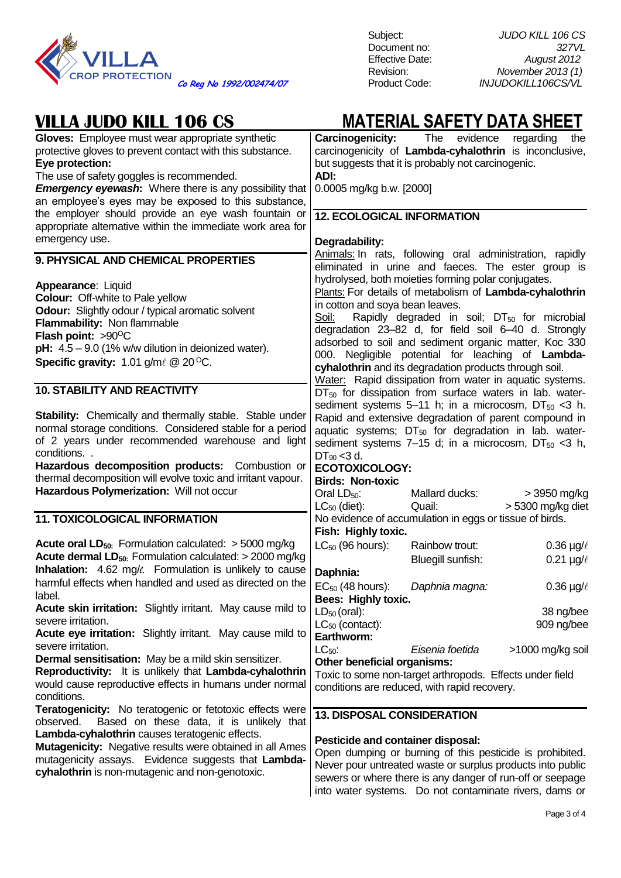# VILLA JUDO KILL 106 CS

## MATERIAL SAFETY DATA SHEET

**Gloves:** Employee must wear appropriate synthetic protective gloves to prevent contact with this substance.

**Eye protection:**

The use of safety goggles is recommended.

***Emergency eyewash*:** Where there is any possibility that an employee's eyes may be exposed to this substance, the employer should provide an eye wash fountain or appropriate alternative within the immediate work area for emergency use.

### 9. PHYSICAL AND CHEMICAL PROPERTIES

**Appearance**: Liquid
**Colour:** Off-white to Pale yellow
**Odour:** Slightly odour / typical aromatic solvent
**Flammability:** Non flammable
**Flash point:** >90$^{O}$C
**pH:** 4.5 – 9.0 (1% w/w dilution in deionized water).
**Specific gravity:** 1.01 g/mℓ @ 20$^{O}$C.

### 10. STABILITY AND REACTIVITY

**Stability:** Chemically and thermally stable. Stable under normal storage conditions. Considered stable for a period of 2 years under recommended warehouse and light conditions. .

**Hazardous decomposition products:** Combustion or thermal decomposition will evolve toxic and irritant vapour.

**Hazardous Polymerization:** Will not occur

### 11. TOXICOLOGICAL INFORMATION

**Acute oral $LD_{50}$:** Formulation calculated: > 5000 mg/kg
**Acute dermal $LD_{50}$:** Formulation calculated: > 2000 mg/kg
**Inhalation:** 4.62 mg/ℓ. Formulation is unlikely to cause harmful effects when handled and used as directed on the label.
**Acute skin irritation:** Slightly irritant. May cause mild to severe irritation.
**Acute eye irritation:** Slightly irritant. May cause mild to severe irritation.
**Dermal sensitisation:** May be a mild skin sensitizer.
**Reproductivity:** It is unlikely that **Lambda-cyhalothrin** would cause reproductive effects in humans under normal conditions.
**Teratogenicity:** No teratogenic or fetotoxic effects were observed. Based on these data, it is unlikely that **Lambda-cyhalothrin** causes teratogenic effects.
**Mutagenicity:** Negative results were obtained in all Ames mutagenicity assays. Evidence suggests that **Lambda-cyhalothrin** is non-mutagenic and non-genotoxic.
**Carcinogenicity:** The evidence regarding the carcinogenicity of **Lambda-cyhalothrin** is inconclusive, but suggests that it is probably not carcinogenic.
**ADI:**
0.0005 mg/kg b.w. [2000]

### 12. ECOLOGICAL INFORMATION

**Degradability:**

Animals: In rats, following oral administration, rapidly eliminated in urine and faeces. The ester group is hydrolysed, both moieties forming polar conjugates.

Plants: For details of metabolism of **Lambda-cyhalothrin** in cotton and soya bean leaves.

Soil: Rapidly degraded in soil; $DT_{50}$ for microbial degradation 23–82 d, for field soil 6–40 d. Strongly adsorbed to soil and sediment organic matter, Koc 330 000. Negligible potential for leaching of **Lambda-cyhalothrin** and its degradation products through soil.

Water: Rapid dissipation from water in aquatic systems. $DT_{50}$ for dissipation from surface waters in lab. water-sediment systems 5–11 h; in a microcosm, $DT_{50}$ <3 h. Rapid and extensive degradation of parent compound in aquatic systems; $DT_{50}$ for degradation in lab. water-sediment systems 7–15 d; in a microcosm, $DT_{50}$ <3 h, $DT_{90}$ <3 d.

**ECOTOXICOLOGY:**

**Birds: Non-toxic**

| | | |
|---|---|---|
| Oral $LD_{50}$: | Mallard ducks: | > 3950 mg/kg |
| $LC_{50}$ (diet): | Quail: | > 5300 mg/kg diet |

No evidence of accumulation in eggs or tissue of birds.

**Fish: Highly toxic.**

| | | |
|---|---|---|
| $LC_{50}$ (96 hours): | Rainbow trout: | 0.36 µg/ℓ |
| | Bluegill sunfish: | 0.21 µg/ℓ |

**Daphnia:**

| | | |
|---|---|---|
| $EC_{50}$ (48 hours): | *Daphnia magna:* | 0.36 µg/ℓ |

**Bees: Highly toxic.**

| | |
|---|---|
| $LD_{50}$ (oral): | 38 ng/bee |
| $LC_{50}$ (contact): | 909 ng/bee |

**Earthworm:**

| | | |
|---|---|---|
| $LC_{50}$: | *Eisenia foetida* | >1000 mg/kg soil |

**Other beneficial organisms:**

Toxic to some non-target arthropods. Effects under field conditions are reduced, with rapid recovery.

### 13. DISPOSAL CONSIDERATION

**Pesticide and container disposal:**

Open dumping or burning of this pesticide is prohibited. Never pour untreated waste or surplus products into public sewers or where there is any danger of run-off or seepage into water systems. Do not contaminate rivers, dams or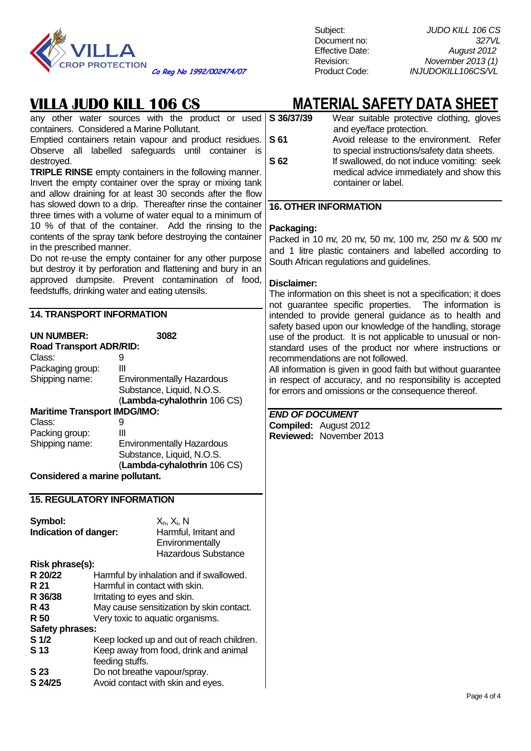# VILLA JUDO KILL 106 CS

# MATERIAL SAFETY DATA SHEET

any other water sources with the product or used containers. Considered a Marine Pollutant.

Emptied containers retain vapour and product residues. Observe all labelled safeguards until container is destroyed.

**TRIPLE RINSE** empty containers in the following manner. Invert the empty container over the spray or mixing tank and allow draining for at least 30 seconds after the flow has slowed down to a drip. Thereafter rinse the container three times with a volume of water equal to a minimum of 10 % of that of the container. Add the rinsing to the contents of the spray tank before destroying the container in the prescribed manner.

Do not re-use the empty container for any other purpose but destroy it by perforation and flattening and bury in an approved dumpsite. Prevent contamination of food, feedstuffs, drinking water and eating utensils.

## 14. TRANSPORT INFORMATION

**UN NUMBER:** 3082

**Road Transport ADR/RID:**

| | |
|---|---|
| Class: | 9 |
| Packaging group: | III |
| Shipping name: | Environmentally Hazardous Substance, Liquid, N.O.S. (**Lambda-cyhalothrin** 106 CS) |

**Maritime Transport IMDG/IMO:**

| | |
|---|---|
| Class: | 9 |
| Packing group: | III |
| Shipping name: | Environmentally Hazardous Substance, Liquid, N.O.S. (**Lambda-cyhalothrin** 106 CS) |

**Considered a marine pollutant.**

## 15. REGULATORY INFORMATION

**Symbol:** $X_n$, $X_i$, N

**Indication of danger:** Harmful, Irritant and Environmentally Hazardous Substance

**Risk phrase(s):**

| | |
|---|---|
| **R 20/22** | Harmful by inhalation and if swallowed. |
| **R 21** | Harmful in contact with skin. |
| **R 36/38** | Irritating to eyes and skin. |
| **R 43** | May cause sensitization by skin contact. |
| **R 50** | Very toxic to aquatic organisms. |

**Safety phrases:**

| | |
|---|---|
| **S 1/2** | Keep locked up and out of reach children. |
| **S 13** | Keep away from food, drink and animal feeding stuffs. |
| **S 23** | Do not breathe vapour/spray. |
| **S 24/25** | Avoid contact with skin and eyes. |
| **S 36/37/39** | Wear suitable protective clothing, gloves and eye/face protection. |
| **S 61** | Avoid release to the environment. Refer to special instructions/safety data sheets. |
| **S 62** | If swallowed, do not induce vomiting: seek medical advice immediately and show this container or label. |

## 16. OTHER INFORMATION

**Packaging:**

Packed in 10 mℓ, 20 mℓ, 50 mℓ, 100 mℓ, 250 mℓ & 500 mℓ and 1 litre plastic containers and labelled according to South African regulations and guidelines.

**Disclaimer:**

The information on this sheet is not a specification; it does not guarantee specific properties. The information is intended to provide general guidance as to health and safety based upon our knowledge of the handling, storage use of the product. It is not applicable to unusual or non-standard uses of the product nor where instructions or recommendations are not followed.

All information is given in good faith but without guarantee in respect of accuracy, and no responsibility is accepted for errors and omissions or the consequence thereof.

***END OF DOCUMENT***

**Compiled:** August 2012

**Reviewed:** November 2013